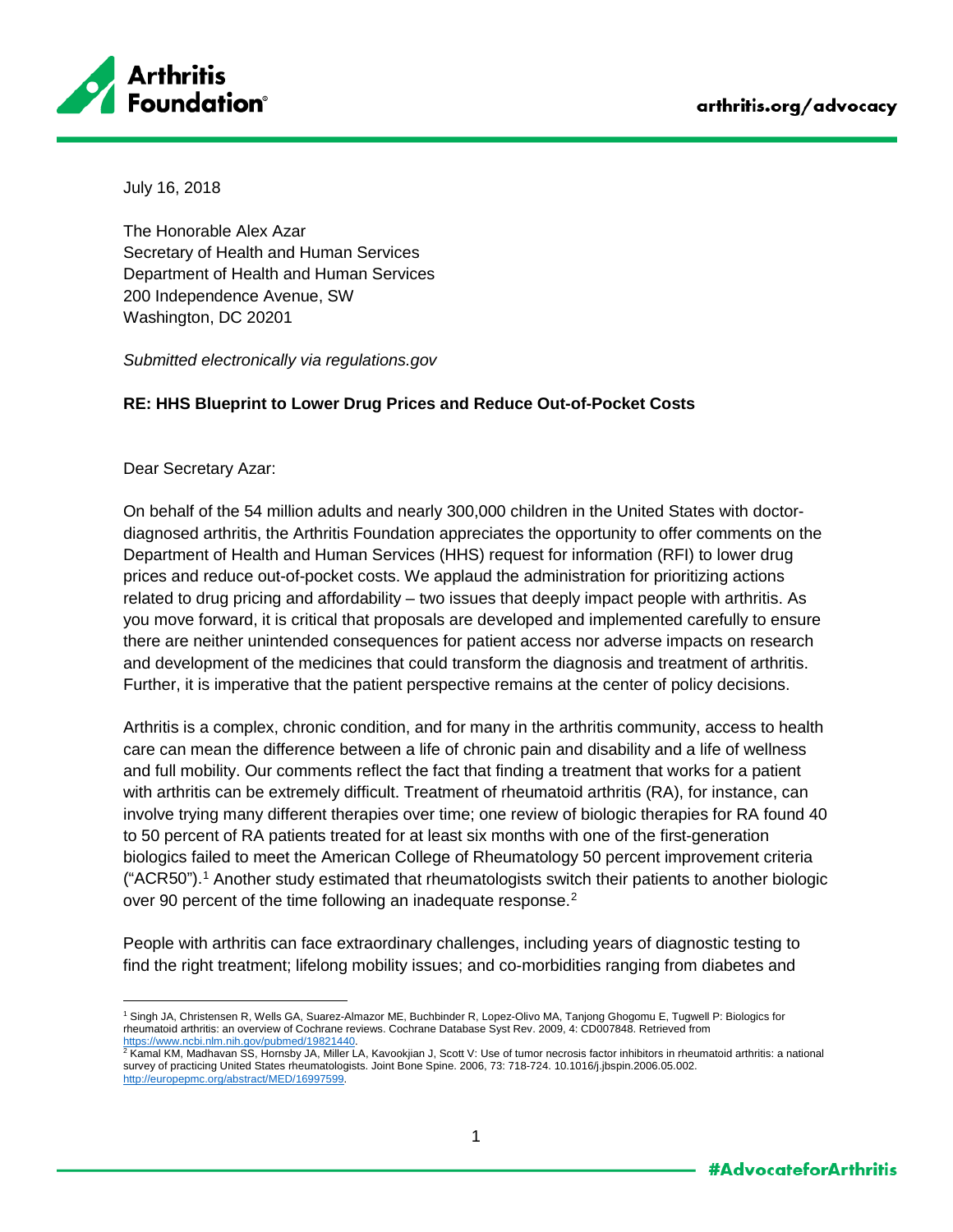July 16, 2018

The Honorable Alex Azar  
Secretary of Health and Human Services  
Department of Health and Human Services  
200 Independence Avenue, SW  
Washington, DC 20201

*Submitted electronically via regulations.gov*

**RE: HHS Blueprint to Lower Drug Prices and Reduce Out-of-Pocket Costs**

Dear Secretary Azar:

On behalf of the 54 million adults and nearly 300,000 children in the United States with doctor-diagnosed arthritis, the Arthritis Foundation appreciates the opportunity to offer comments on the Department of Health and Human Services (HHS) request for information (RFI) to lower drug prices and reduce out-of-pocket costs. We applaud the administration for prioritizing actions related to drug pricing and affordability – two issues that deeply impact people with arthritis. As you move forward, it is critical that proposals are developed and implemented carefully to ensure there are neither unintended consequences for patient access nor adverse impacts on research and development of the medicines that could transform the diagnosis and treatment of arthritis. Further, it is imperative that the patient perspective remains at the center of policy decisions.

Arthritis is a complex, chronic condition, and for many in the arthritis community, access to health care can mean the difference between a life of chronic pain and disability and a life of wellness and full mobility. Our comments reflect the fact that finding a treatment that works for a patient with arthritis can be extremely difficult. Treatment of rheumatoid arthritis (RA), for instance, can involve trying many different therapies over time; one review of biologic therapies for RA found 40 to 50 percent of RA patients treated for at least six months with one of the first-generation biologics failed to meet the American College of Rheumatology 50 percent improvement criteria ("ACR50").[1] Another study estimated that rheumatologists switch their patients to another biologic over 90 percent of the time following an inadequate response.[2]

People with arthritis can face extraordinary challenges, including years of diagnostic testing to find the right treatment; lifelong mobility issues; and co-morbidities ranging from diabetes and

---

[1] Singh JA, Christensen R, Wells GA, Suarez-Almazor ME, Buchbinder R, Lopez-Olivo MA, Tanjong Ghogomu E, Tugwell P: Biologics for rheumatoid arthritis: an overview of Cochrane reviews. Cochrane Database Syst Rev. 2009, 4: CD007848. Retrieved from https://www.ncbi.nlm.nih.gov/pubmed/19821440.

[2] Kamal KM, Madhavan SS, Hornsby JA, Miller LA, Kavookjian J, Scott V: Use of tumor necrosis factor inhibitors in rheumatoid arthritis: a national survey of practicing United States rheumatologists. Joint Bone Spine. 2006, 73: 718-724. 10.1016/j.jbspin.2006.05.002. http://europepmc.org/abstract/MED/16997599.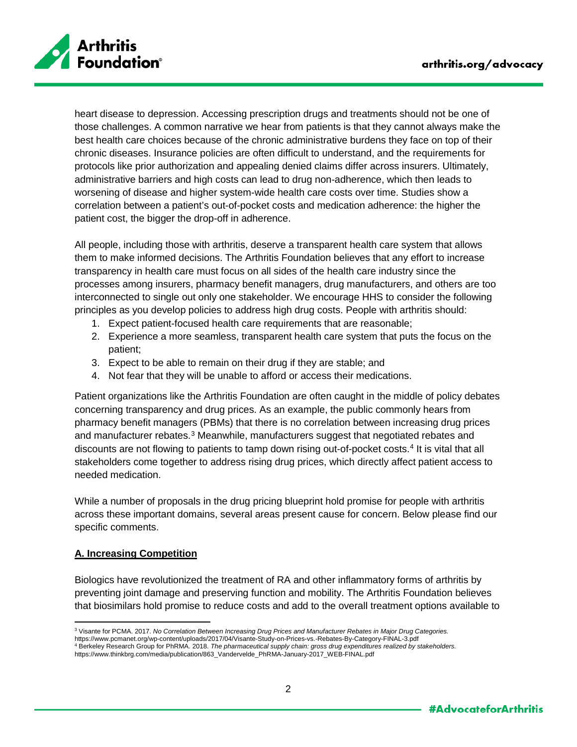heart disease to depression. Accessing prescription drugs and treatments should not be one of those challenges. A common narrative we hear from patients is that they cannot always make the best health care choices because of the chronic administrative burdens they face on top of their chronic diseases. Insurance policies are often difficult to understand, and the requirements for protocols like prior authorization and appealing denied claims differ across insurers. Ultimately, administrative barriers and high costs can lead to drug non-adherence, which then leads to worsening of disease and higher system-wide health care costs over time. Studies show a correlation between a patient's out-of-pocket costs and medication adherence: the higher the patient cost, the bigger the drop-off in adherence.

All people, including those with arthritis, deserve a transparent health care system that allows them to make informed decisions. The Arthritis Foundation believes that any effort to increase transparency in health care must focus on all sides of the health care industry since the processes among insurers, pharmacy benefit managers, drug manufacturers, and others are too interconnected to single out only one stakeholder. We encourage HHS to consider the following principles as you develop policies to address high drug costs. People with arthritis should:

1. Expect patient-focused health care requirements that are reasonable;
2. Experience a more seamless, transparent health care system that puts the focus on the patient;
3. Expect to be able to remain on their drug if they are stable; and
4. Not fear that they will be unable to afford or access their medications.

Patient organizations like the Arthritis Foundation are often caught in the middle of policy debates concerning transparency and drug prices. As an example, the public commonly hears from pharmacy benefit managers (PBMs) that there is no correlation between increasing drug prices and manufacturer rebates.[3] Meanwhile, manufacturers suggest that negotiated rebates and discounts are not flowing to patients to tamp down rising out-of-pocket costs.[4] It is vital that all stakeholders come together to address rising drug prices, which directly affect patient access to needed medication.

While a number of proposals in the drug pricing blueprint hold promise for people with arthritis across these important domains, several areas present cause for concern. Below please find our specific comments.

## A. Increasing Competition

Biologics have revolutionized the treatment of RA and other inflammatory forms of arthritis by preventing joint damage and preserving function and mobility. The Arthritis Foundation believes that biosimilars hold promise to reduce costs and add to the overall treatment options available to

---

[3] Visante for PCMA. 2017. *No Correlation Between Increasing Drug Prices and Manufacturer Rebates in Major Drug Categories.* https://www.pcmanet.org/wp-content/uploads/2017/04/Visante-Study-on-Prices-vs.-Rebates-By-Category-FINAL-3.pdf

[4] Berkeley Research Group for PhRMA. 2018. *The pharmaceutical supply chain: gross drug expenditures realized by stakeholders.* https://www.thinkbrg.com/media/publication/863_Vandervelde_PhRMA-January-2017_WEB-FINAL.pdf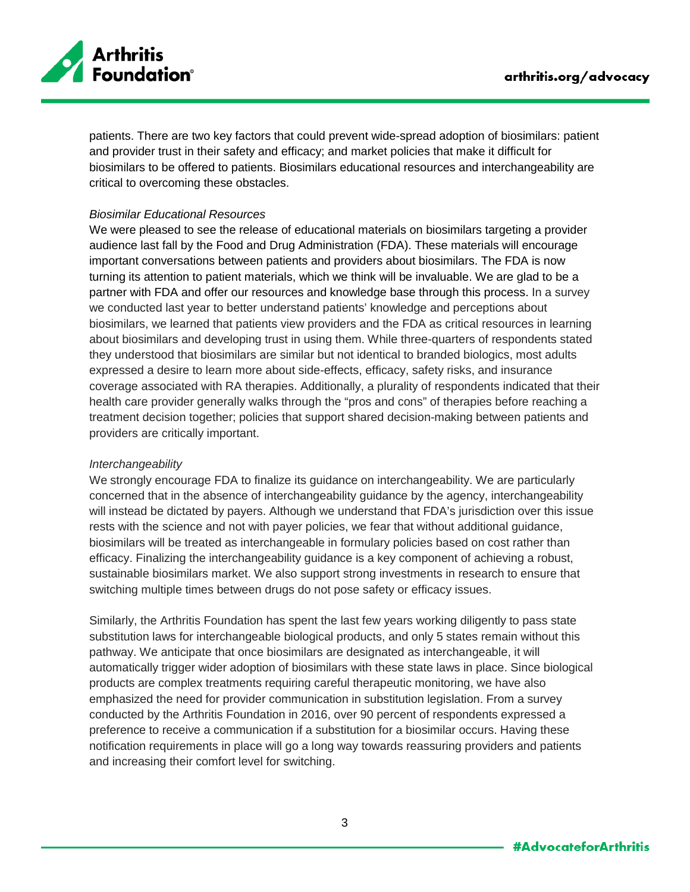patients. There are two key factors that could prevent wide-spread adoption of biosimilars: patient and provider trust in their safety and efficacy; and market policies that make it difficult for biosimilars to be offered to patients. Biosimilars educational resources and interchangeability are critical to overcoming these obstacles.

*Biosimilar Educational Resources*

We were pleased to see the release of educational materials on biosimilars targeting a provider audience last fall by the Food and Drug Administration (FDA). These materials will encourage important conversations between patients and providers about biosimilars. The FDA is now turning its attention to patient materials, which we think will be invaluable. We are glad to be a partner with FDA and offer our resources and knowledge base through this process. In a survey we conducted last year to better understand patients' knowledge and perceptions about biosimilars, we learned that patients view providers and the FDA as critical resources in learning about biosimilars and developing trust in using them. While three-quarters of respondents stated they understood that biosimilars are similar but not identical to branded biologics, most adults expressed a desire to learn more about side-effects, efficacy, safety risks, and insurance coverage associated with RA therapies. Additionally, a plurality of respondents indicated that their health care provider generally walks through the "pros and cons" of therapies before reaching a treatment decision together; policies that support shared decision-making between patients and providers are critically important.

*Interchangeability*

We strongly encourage FDA to finalize its guidance on interchangeability. We are particularly concerned that in the absence of interchangeability guidance by the agency, interchangeability will instead be dictated by payers. Although we understand that FDA's jurisdiction over this issue rests with the science and not with payer policies, we fear that without additional guidance, biosimilars will be treated as interchangeable in formulary policies based on cost rather than efficacy. Finalizing the interchangeability guidance is a key component of achieving a robust, sustainable biosimilars market. We also support strong investments in research to ensure that switching multiple times between drugs do not pose safety or efficacy issues.

Similarly, the Arthritis Foundation has spent the last few years working diligently to pass state substitution laws for interchangeable biological products, and only 5 states remain without this pathway. We anticipate that once biosimilars are designated as interchangeable, it will automatically trigger wider adoption of biosimilars with these state laws in place. Since biological products are complex treatments requiring careful therapeutic monitoring, we have also emphasized the need for provider communication in substitution legislation. From a survey conducted by the Arthritis Foundation in 2016, over 90 percent of respondents expressed a preference to receive a communication if a substitution for a biosimilar occurs. Having these notification requirements in place will go a long way towards reassuring providers and patients and increasing their comfort level for switching.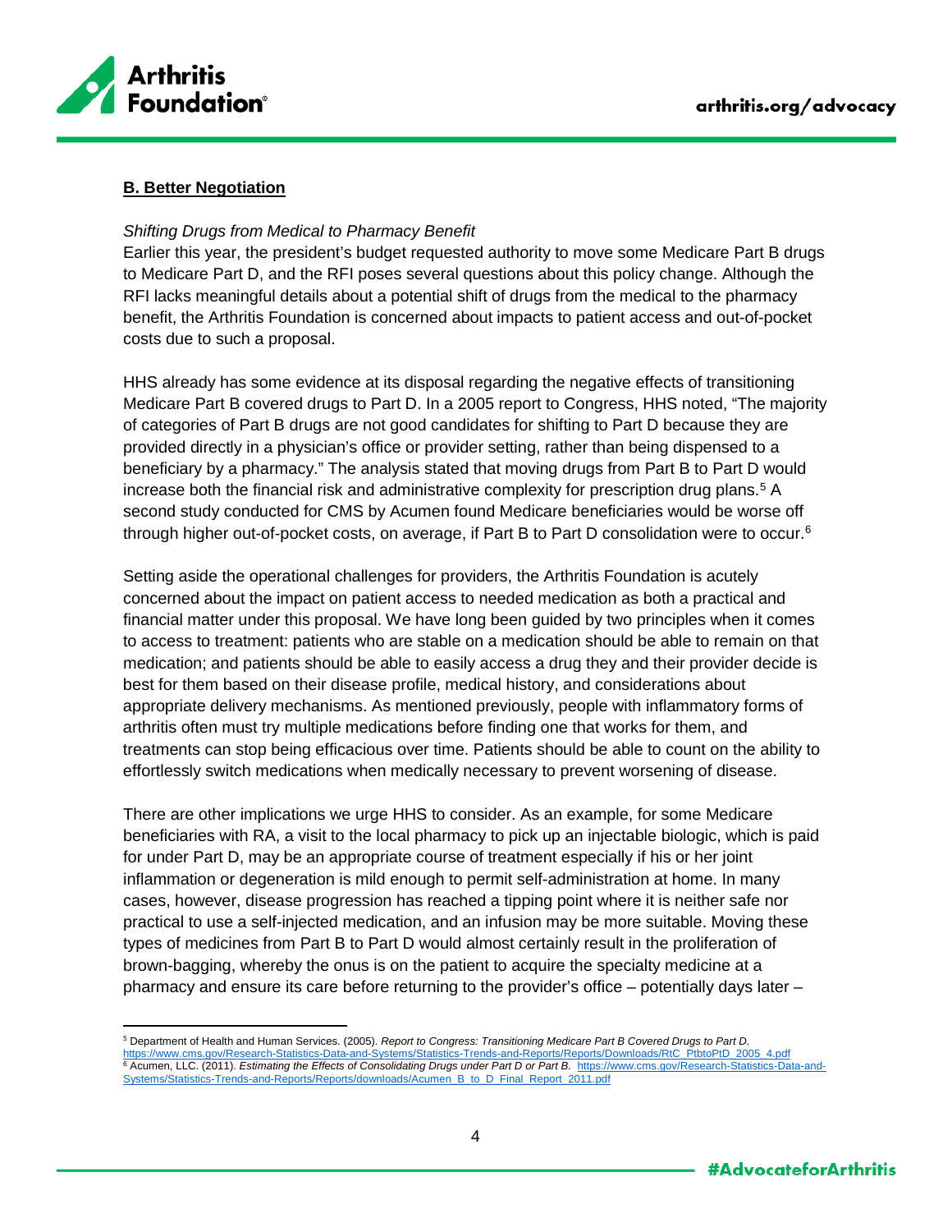## B. Better Negotiation

*Shifting Drugs from Medical to Pharmacy Benefit*

Earlier this year, the president's budget requested authority to move some Medicare Part B drugs to Medicare Part D, and the RFI poses several questions about this policy change. Although the RFI lacks meaningful details about a potential shift of drugs from the medical to the pharmacy benefit, the Arthritis Foundation is concerned about impacts to patient access and out-of-pocket costs due to such a proposal.

HHS already has some evidence at its disposal regarding the negative effects of transitioning Medicare Part B covered drugs to Part D. In a 2005 report to Congress, HHS noted, "The majority of categories of Part B drugs are not good candidates for shifting to Part D because they are provided directly in a physician's office or provider setting, rather than being dispensed to a beneficiary by a pharmacy." The analysis stated that moving drugs from Part B to Part D would increase both the financial risk and administrative complexity for prescription drug plans.[5] A second study conducted for CMS by Acumen found Medicare beneficiaries would be worse off through higher out-of-pocket costs, on average, if Part B to Part D consolidation were to occur.[6]

Setting aside the operational challenges for providers, the Arthritis Foundation is acutely concerned about the impact on patient access to needed medication as both a practical and financial matter under this proposal. We have long been guided by two principles when it comes to access to treatment: patients who are stable on a medication should be able to remain on that medication; and patients should be able to easily access a drug they and their provider decide is best for them based on their disease profile, medical history, and considerations about appropriate delivery mechanisms. As mentioned previously, people with inflammatory forms of arthritis often must try multiple medications before finding one that works for them, and treatments can stop being efficacious over time. Patients should be able to count on the ability to effortlessly switch medications when medically necessary to prevent worsening of disease.

There are other implications we urge HHS to consider. As an example, for some Medicare beneficiaries with RA, a visit to the local pharmacy to pick up an injectable biologic, which is paid for under Part D, may be an appropriate course of treatment especially if his or her joint inflammation or degeneration is mild enough to permit self-administration at home. In many cases, however, disease progression has reached a tipping point where it is neither safe nor practical to use a self-injected medication, and an infusion may be more suitable. Moving these types of medicines from Part B to Part D would almost certainly result in the proliferation of brown-bagging, whereby the onus is on the patient to acquire the specialty medicine at a pharmacy and ensure its care before returning to the provider's office – potentially days later –

---

[5] Department of Health and Human Services. (2005). *Report to Congress: Transitioning Medicare Part B Covered Drugs to Part D.* https://www.cms.gov/Research-Statistics-Data-and-Systems/Statistics-Trends-and-Reports/Reports/Downloads/RtC_PtbtoPtD_2005_4.pdf

[6] Acumen, LLC. (2011). *Estimating the Effects of Consolidating Drugs under Part D or Part B.* https://www.cms.gov/Research-Statistics-Data-and-Systems/Statistics-Trends-and-Reports/Reports/downloads/Acumen_B_to_D_Final_Report_2011.pdf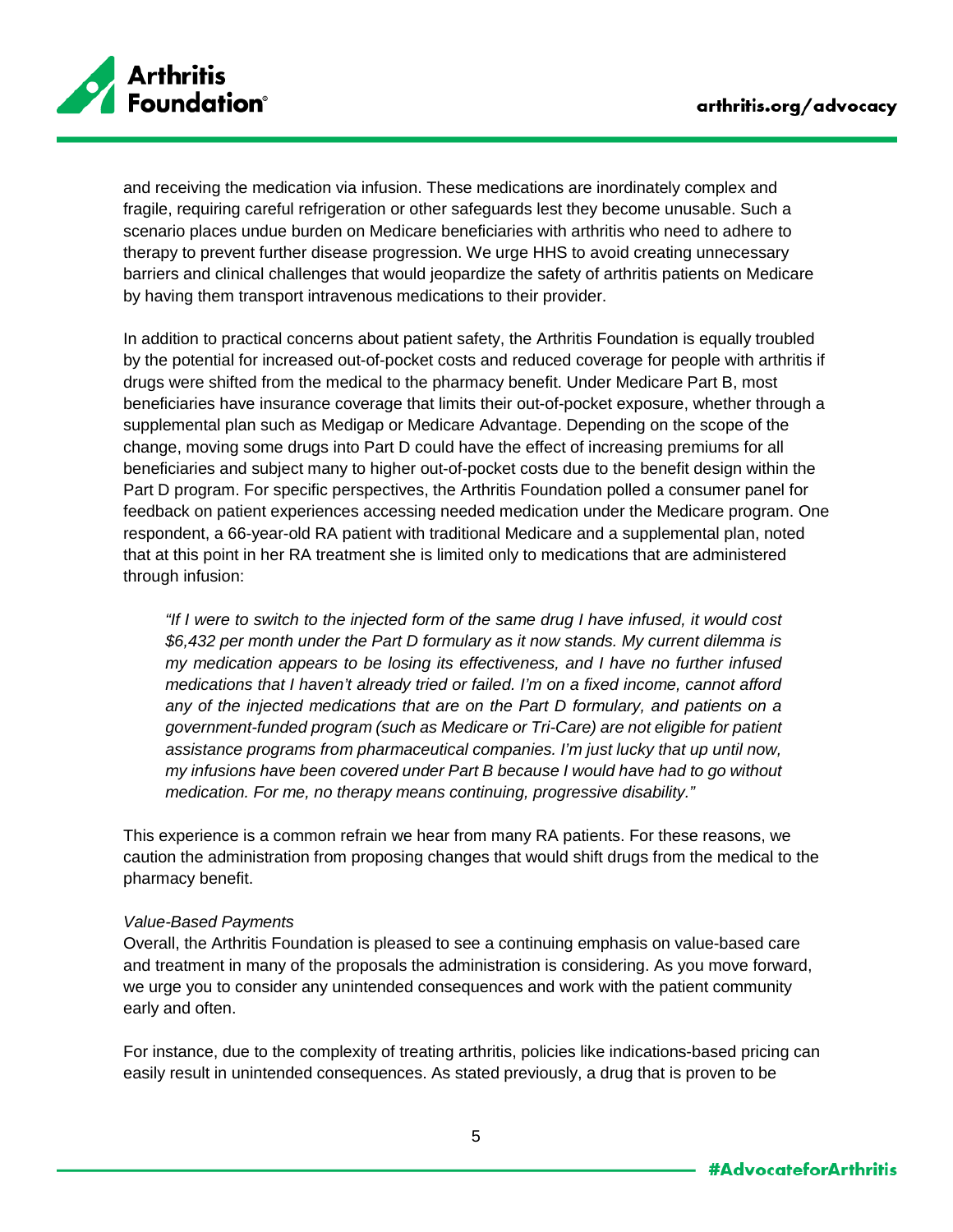and receiving the medication via infusion. These medications are inordinately complex and fragile, requiring careful refrigeration or other safeguards lest they become unusable. Such a scenario places undue burden on Medicare beneficiaries with arthritis who need to adhere to therapy to prevent further disease progression. We urge HHS to avoid creating unnecessary barriers and clinical challenges that would jeopardize the safety of arthritis patients on Medicare by having them transport intravenous medications to their provider.

In addition to practical concerns about patient safety, the Arthritis Foundation is equally troubled by the potential for increased out-of-pocket costs and reduced coverage for people with arthritis if drugs were shifted from the medical to the pharmacy benefit. Under Medicare Part B, most beneficiaries have insurance coverage that limits their out-of-pocket exposure, whether through a supplemental plan such as Medigap or Medicare Advantage. Depending on the scope of the change, moving some drugs into Part D could have the effect of increasing premiums for all beneficiaries and subject many to higher out-of-pocket costs due to the benefit design within the Part D program. For specific perspectives, the Arthritis Foundation polled a consumer panel for feedback on patient experiences accessing needed medication under the Medicare program. One respondent, a 66-year-old RA patient with traditional Medicare and a supplemental plan, noted that at this point in her RA treatment she is limited only to medications that are administered through infusion:

> *"If I were to switch to the injected form of the same drug I have infused, it would cost $6,432 per month under the Part D formulary as it now stands. My current dilemma is my medication appears to be losing its effectiveness, and I have no further infused medications that I haven't already tried or failed. I'm on a fixed income, cannot afford any of the injected medications that are on the Part D formulary, and patients on a government-funded program (such as Medicare or Tri-Care) are not eligible for patient assistance programs from pharmaceutical companies. I'm just lucky that up until now, my infusions have been covered under Part B because I would have had to go without medication. For me, no therapy means continuing, progressive disability."*

This experience is a common refrain we hear from many RA patients. For these reasons, we caution the administration from proposing changes that would shift drugs from the medical to the pharmacy benefit.

*Value-Based Payments*

Overall, the Arthritis Foundation is pleased to see a continuing emphasis on value-based care and treatment in many of the proposals the administration is considering. As you move forward, we urge you to consider any unintended consequences and work with the patient community early and often.

For instance, due to the complexity of treating arthritis, policies like indications-based pricing can easily result in unintended consequences. As stated previously, a drug that is proven to be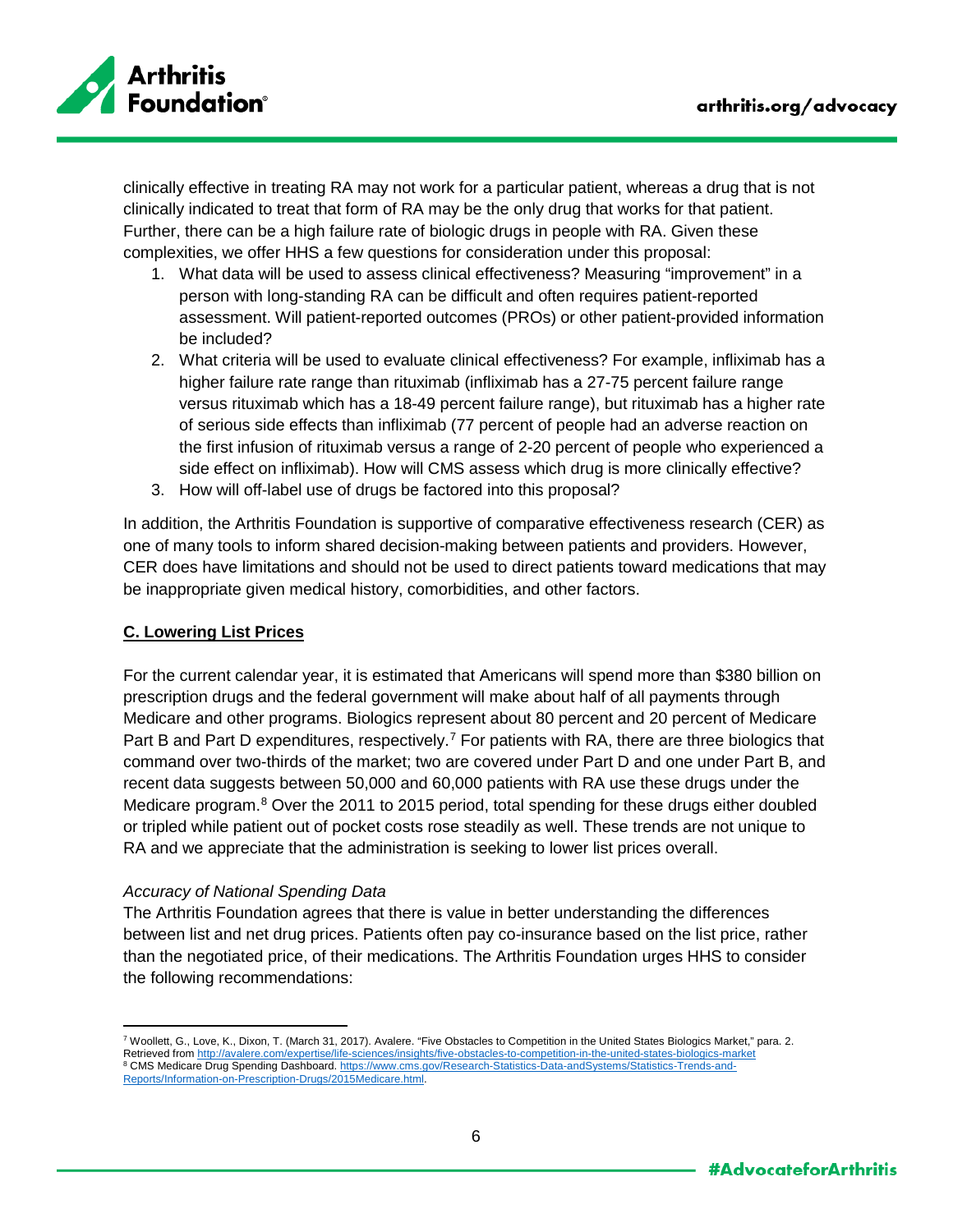clinically effective in treating RA may not work for a particular patient, whereas a drug that is not clinically indicated to treat that form of RA may be the only drug that works for that patient. Further, there can be a high failure rate of biologic drugs in people with RA. Given these complexities, we offer HHS a few questions for consideration under this proposal:

1. What data will be used to assess clinical effectiveness? Measuring "improvement" in a person with long-standing RA can be difficult and often requires patient-reported assessment. Will patient-reported outcomes (PROs) or other patient-provided information be included?
2. What criteria will be used to evaluate clinical effectiveness? For example, infliximab has a higher failure rate range than rituximab (infliximab has a 27-75 percent failure range versus rituximab which has a 18-49 percent failure range), but rituximab has a higher rate of serious side effects than infliximab (77 percent of people had an adverse reaction on the first infusion of rituximab versus a range of 2-20 percent of people who experienced a side effect on infliximab). How will CMS assess which drug is more clinically effective?
3. How will off-label use of drugs be factored into this proposal?

In addition, the Arthritis Foundation is supportive of comparative effectiveness research (CER) as one of many tools to inform shared decision-making between patients and providers. However, CER does have limitations and should not be used to direct patients toward medications that may be inappropriate given medical history, comorbidities, and other factors.

## C. Lowering List Prices

For the current calendar year, it is estimated that Americans will spend more than $380 billion on prescription drugs and the federal government will make about half of all payments through Medicare and other programs. Biologics represent about 80 percent and 20 percent of Medicare Part B and Part D expenditures, respectively.[7] For patients with RA, there are three biologics that command over two-thirds of the market; two are covered under Part D and one under Part B, and recent data suggests between 50,000 and 60,000 patients with RA use these drugs under the Medicare program.[8] Over the 2011 to 2015 period, total spending for these drugs either doubled or tripled while patient out of pocket costs rose steadily as well. These trends are not unique to RA and we appreciate that the administration is seeking to lower list prices overall.

*Accuracy of National Spending Data*

The Arthritis Foundation agrees that there is value in better understanding the differences between list and net drug prices. Patients often pay co-insurance based on the list price, rather than the negotiated price, of their medications. The Arthritis Foundation urges HHS to consider the following recommendations:

---

[7] Woollett, G., Love, K., Dixon, T. (March 31, 2017). Avalere. "Five Obstacles to Competition in the United States Biologics Market," para. 2. Retrieved from http://avalere.com/expertise/life-sciences/insights/five-obstacles-to-competition-in-the-united-states-biologics-market

[8] CMS Medicare Drug Spending Dashboard. https://www.cms.gov/Research-Statistics-Data-andSystems/Statistics-Trends-and-Reports/Information-on-Prescription-Drugs/2015Medicare.html.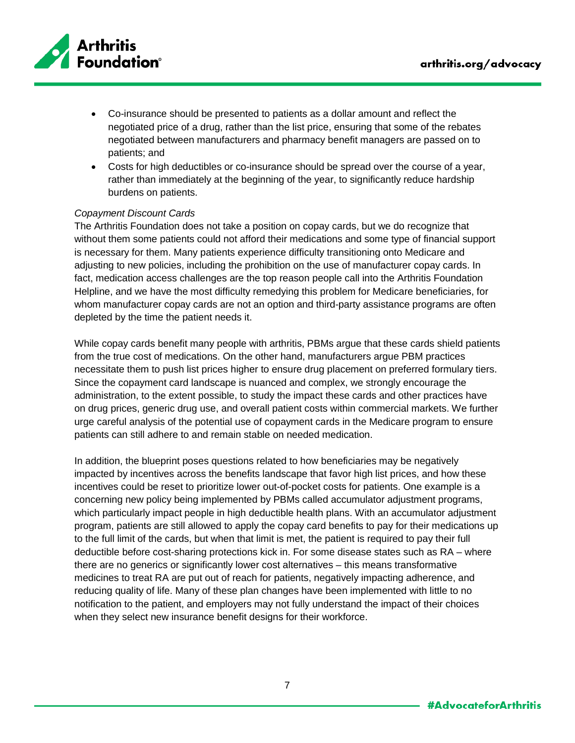- Co-insurance should be presented to patients as a dollar amount and reflect the negotiated price of a drug, rather than the list price, ensuring that some of the rebates negotiated between manufacturers and pharmacy benefit managers are passed on to patients; and
- Costs for high deductibles or co-insurance should be spread over the course of a year, rather than immediately at the beginning of the year, to significantly reduce hardship burdens on patients.

*Copayment Discount Cards*

The Arthritis Foundation does not take a position on copay cards, but we do recognize that without them some patients could not afford their medications and some type of financial support is necessary for them. Many patients experience difficulty transitioning onto Medicare and adjusting to new policies, including the prohibition on the use of manufacturer copay cards. In fact, medication access challenges are the top reason people call into the Arthritis Foundation Helpline, and we have the most difficulty remedying this problem for Medicare beneficiaries, for whom manufacturer copay cards are not an option and third-party assistance programs are often depleted by the time the patient needs it.

While copay cards benefit many people with arthritis, PBMs argue that these cards shield patients from the true cost of medications. On the other hand, manufacturers argue PBM practices necessitate them to push list prices higher to ensure drug placement on preferred formulary tiers. Since the copayment card landscape is nuanced and complex, we strongly encourage the administration, to the extent possible, to study the impact these cards and other practices have on drug prices, generic drug use, and overall patient costs within commercial markets. We further urge careful analysis of the potential use of copayment cards in the Medicare program to ensure patients can still adhere to and remain stable on needed medication.

In addition, the blueprint poses questions related to how beneficiaries may be negatively impacted by incentives across the benefits landscape that favor high list prices, and how these incentives could be reset to prioritize lower out-of-pocket costs for patients. One example is a concerning new policy being implemented by PBMs called accumulator adjustment programs, which particularly impact people in high deductible health plans. With an accumulator adjustment program, patients are still allowed to apply the copay card benefits to pay for their medications up to the full limit of the cards, but when that limit is met, the patient is required to pay their full deductible before cost-sharing protections kick in. For some disease states such as RA – where there are no generics or significantly lower cost alternatives – this means transformative medicines to treat RA are put out of reach for patients, negatively impacting adherence, and reducing quality of life. Many of these plan changes have been implemented with little to no notification to the patient, and employers may not fully understand the impact of their choices when they select new insurance benefit designs for their workforce.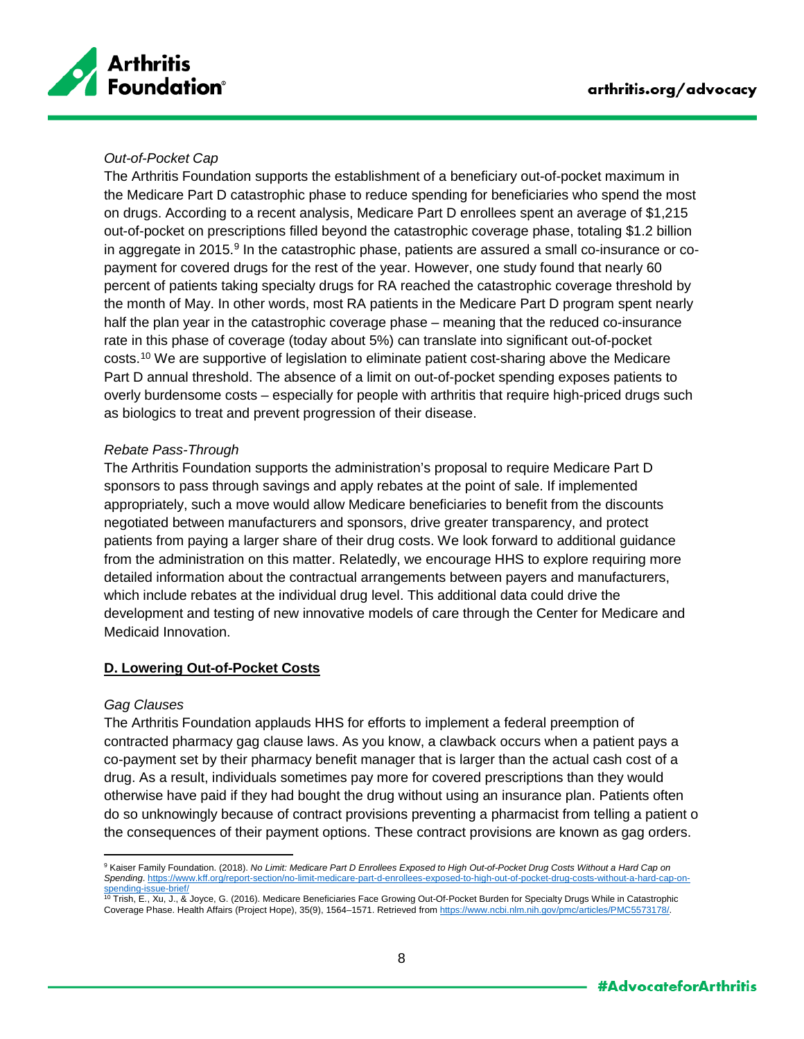*Out-of-Pocket Cap*

The Arthritis Foundation supports the establishment of a beneficiary out-of-pocket maximum in the Medicare Part D catastrophic phase to reduce spending for beneficiaries who spend the most on drugs. According to a recent analysis, Medicare Part D enrollees spent an average of $1,215 out-of-pocket on prescriptions filled beyond the catastrophic coverage phase, totaling $1.2 billion in aggregate in 2015.[9] In the catastrophic phase, patients are assured a small co-insurance or co-payment for covered drugs for the rest of the year. However, one study found that nearly 60 percent of patients taking specialty drugs for RA reached the catastrophic coverage threshold by the month of May. In other words, most RA patients in the Medicare Part D program spent nearly half the plan year in the catastrophic coverage phase – meaning that the reduced co-insurance rate in this phase of coverage (today about 5%) can translate into significant out-of-pocket costs.[10] We are supportive of legislation to eliminate patient cost-sharing above the Medicare Part D annual threshold. The absence of a limit on out-of-pocket spending exposes patients to overly burdensome costs – especially for people with arthritis that require high-priced drugs such as biologics to treat and prevent progression of their disease.

*Rebate Pass-Through*

The Arthritis Foundation supports the administration's proposal to require Medicare Part D sponsors to pass through savings and apply rebates at the point of sale. If implemented appropriately, such a move would allow Medicare beneficiaries to benefit from the discounts negotiated between manufacturers and sponsors, drive greater transparency, and protect patients from paying a larger share of their drug costs. We look forward to additional guidance from the administration on this matter. Relatedly, we encourage HHS to explore requiring more detailed information about the contractual arrangements between payers and manufacturers, which include rebates at the individual drug level. This additional data could drive the development and testing of new innovative models of care through the Center for Medicare and Medicaid Innovation.

## D. Lowering Out-of-Pocket Costs

*Gag Clauses*

The Arthritis Foundation applauds HHS for efforts to implement a federal preemption of contracted pharmacy gag clause laws. As you know, a clawback occurs when a patient pays a co-payment set by their pharmacy benefit manager that is larger than the actual cash cost of a drug. As a result, individuals sometimes pay more for covered prescriptions than they would otherwise have paid if they had bought the drug without using an insurance plan. Patients often do so unknowingly because of contract provisions preventing a pharmacist from telling a patient o the consequences of their payment options. These contract provisions are known as gag orders.

---

[9] Kaiser Family Foundation. (2018). *No Limit: Medicare Part D Enrollees Exposed to High Out-of-Pocket Drug Costs Without a Hard Cap on Spending*. https://www.kff.org/report-section/no-limit-medicare-part-d-enrollees-exposed-to-high-out-of-pocket-drug-costs-without-a-hard-cap-on-spending-issue-brief/

[10] Trish, E., Xu, J., & Joyce, G. (2016). Medicare Beneficiaries Face Growing Out-Of-Pocket Burden for Specialty Drugs While in Catastrophic Coverage Phase. Health Affairs (Project Hope), 35(9), 1564–1571. Retrieved from https://www.ncbi.nlm.nih.gov/pmc/articles/PMC5573178/.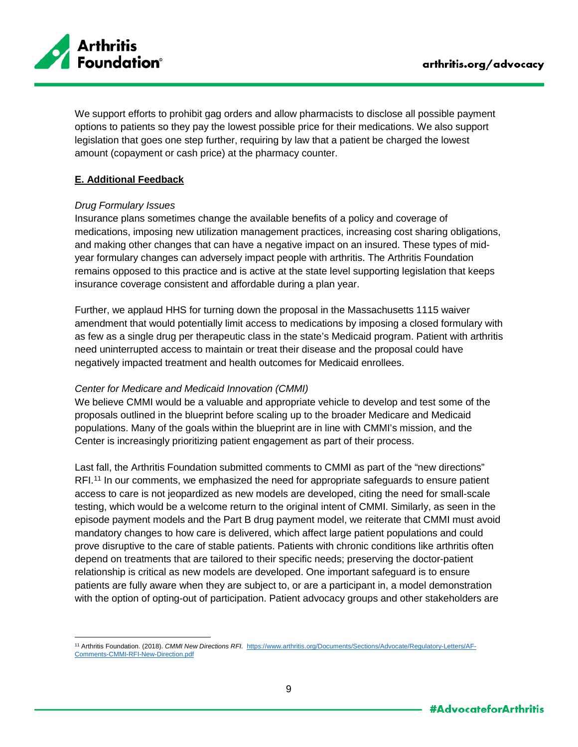We support efforts to prohibit gag orders and allow pharmacists to disclose all possible payment options to patients so they pay the lowest possible price for their medications. We also support legislation that goes one step further, requiring by law that a patient be charged the lowest amount (copayment or cash price) at the pharmacy counter.

**E. Additional Feedback**

*Drug Formulary Issues*

Insurance plans sometimes change the available benefits of a policy and coverage of medications, imposing new utilization management practices, increasing cost sharing obligations, and making other changes that can have a negative impact on an insured. These types of mid-year formulary changes can adversely impact people with arthritis. The Arthritis Foundation remains opposed to this practice and is active at the state level supporting legislation that keeps insurance coverage consistent and affordable during a plan year.

Further, we applaud HHS for turning down the proposal in the Massachusetts 1115 waiver amendment that would potentially limit access to medications by imposing a closed formulary with as few as a single drug per therapeutic class in the state's Medicaid program. Patient with arthritis need uninterrupted access to maintain or treat their disease and the proposal could have negatively impacted treatment and health outcomes for Medicaid enrollees.

*Center for Medicare and Medicaid Innovation (CMMI)*

We believe CMMI would be a valuable and appropriate vehicle to develop and test some of the proposals outlined in the blueprint before scaling up to the broader Medicare and Medicaid populations. Many of the goals within the blueprint are in line with CMMI's mission, and the Center is increasingly prioritizing patient engagement as part of their process.

Last fall, the Arthritis Foundation submitted comments to CMMI as part of the "new directions" RFI.[11] In our comments, we emphasized the need for appropriate safeguards to ensure patient access to care is not jeopardized as new models are developed, citing the need for small-scale testing, which would be a welcome return to the original intent of CMMI. Similarly, as seen in the episode payment models and the Part B drug payment model, we reiterate that CMMI must avoid mandatory changes to how care is delivered, which affect large patient populations and could prove disruptive to the care of stable patients. Patients with chronic conditions like arthritis often depend on treatments that are tailored to their specific needs; preserving the doctor-patient relationship is critical as new models are developed. One important safeguard is to ensure patients are fully aware when they are subject to, or are a participant in, a model demonstration with the option of opting-out of participation. Patient advocacy groups and other stakeholders are

[11] Arthritis Foundation. (2018). *CMMI New Directions RFI.* https://www.arthritis.org/Documents/Sections/Advocate/Regulatory-Letters/AF-Comments-CMMI-RFI-New-Direction.pdf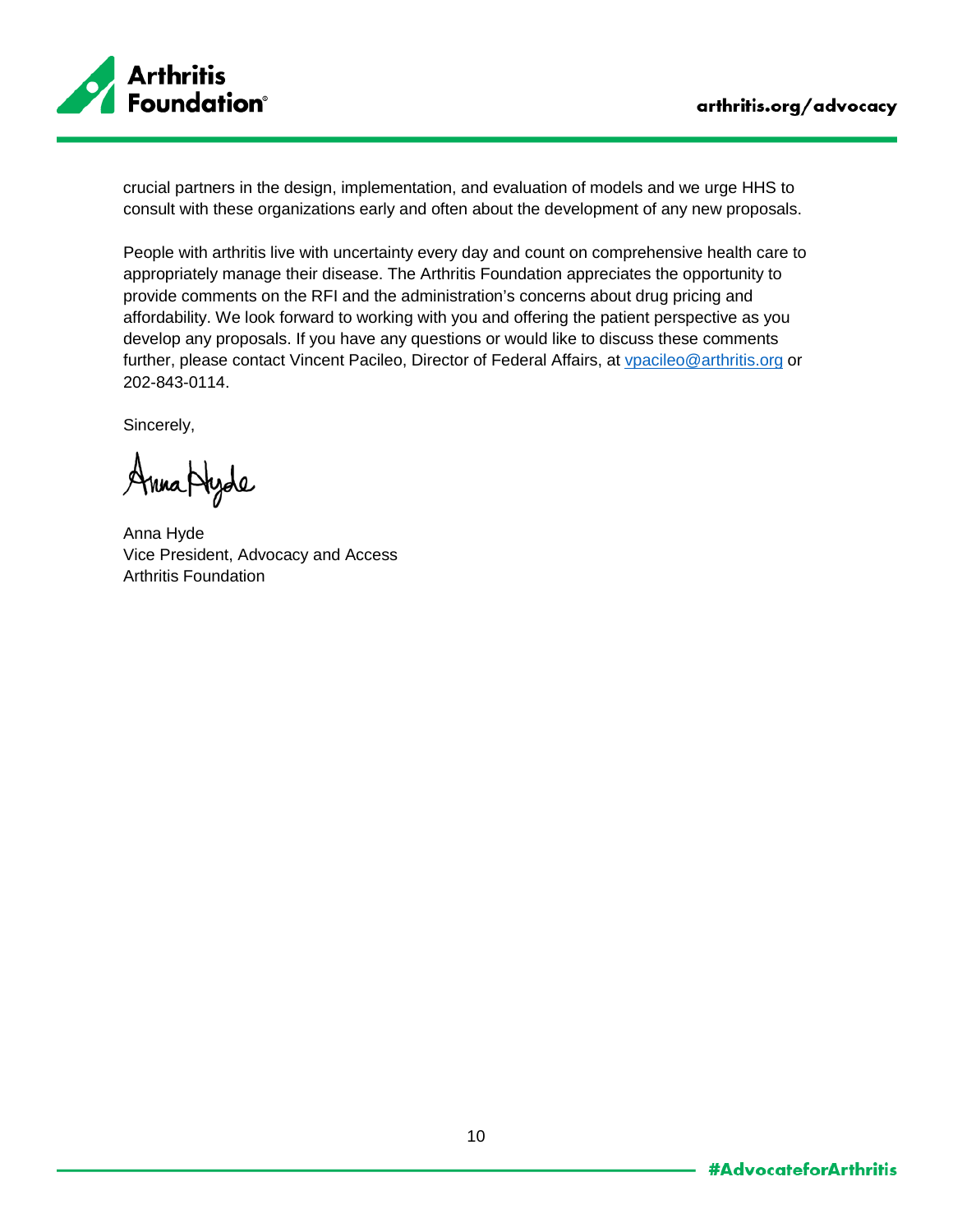crucial partners in the design, implementation, and evaluation of models and we urge HHS to consult with these organizations early and often about the development of any new proposals.

People with arthritis live with uncertainty every day and count on comprehensive health care to appropriately manage their disease. The Arthritis Foundation appreciates the opportunity to provide comments on the RFI and the administration's concerns about drug pricing and affordability. We look forward to working with you and offering the patient perspective as you develop any proposals. If you have any questions or would like to discuss these comments further, please contact Vincent Pacileo, Director of Federal Affairs, at vpacileo@arthritis.org or 202-843-0114.

Sincerely,

Anna Hyde
Vice President, Advocacy and Access
Arthritis Foundation